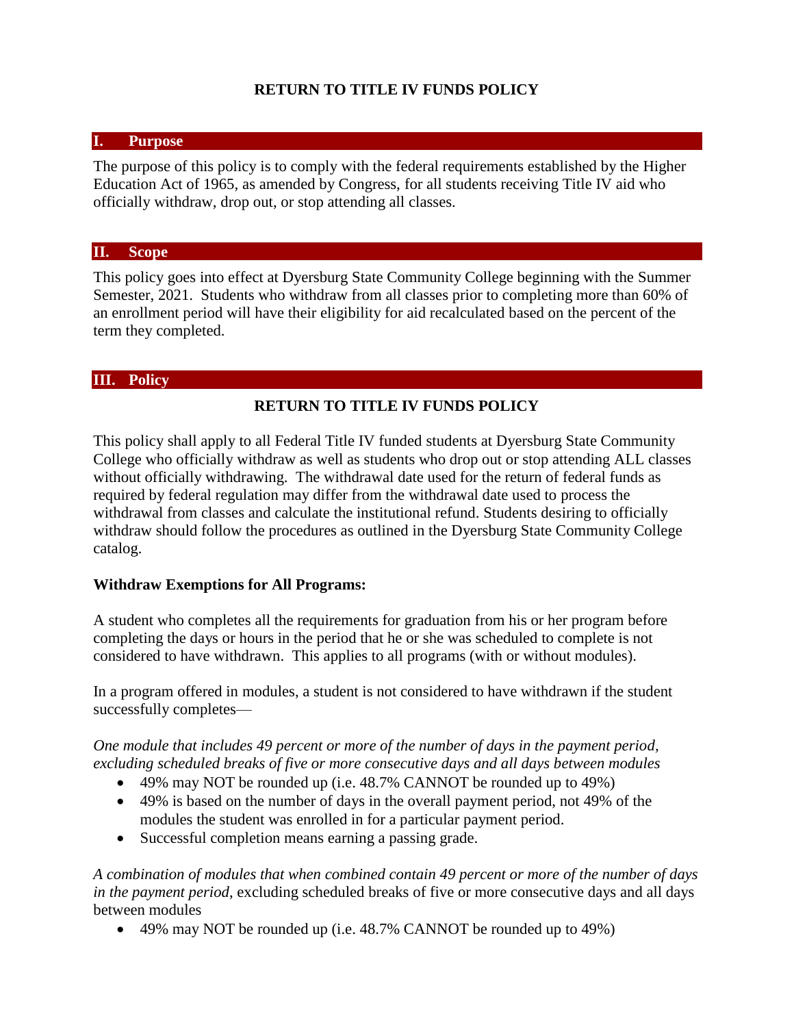# RETURN TO TITLE IV FUNDS POLICY

## I. Purpose

The purpose of this policy is to comply with the federal requirements established by the Higher Education Act of 1965, as amended by Congress, for all students receiving Title IV aid who officially withdraw, drop out, or stop attending all classes.

## II. Scope

This policy goes into effect at Dyersburg State Community College beginning with the Summer Semester, 2021. Students who withdraw from all classes prior to completing more than 60% of an enrollment period will have their eligibility for aid recalculated based on the percent of the term they completed.

## III. Policy

### RETURN TO TITLE IV FUNDS POLICY

This policy shall apply to all Federal Title IV funded students at Dyersburg State Community College who officially withdraw as well as students who drop out or stop attending ALL classes without officially withdrawing. The withdrawal date used for the return of federal funds as required by federal regulation may differ from the withdrawal date used to process the withdrawal from classes and calculate the institutional refund. Students desiring to officially withdraw should follow the procedures as outlined in the Dyersburg State Community College catalog.

**Withdraw Exemptions for All Programs:**

A student who completes all the requirements for graduation from his or her program before completing the days or hours in the period that he or she was scheduled to complete is not considered to have withdrawn. This applies to all programs (with or without modules).

In a program offered in modules, a student is not considered to have withdrawn if the student successfully completes—

*One module that includes 49 percent or more of the number of days in the payment period, excluding scheduled breaks of five or more consecutive days and all days between modules*

- 49% may NOT be rounded up (i.e. 48.7% CANNOT be rounded up to 49%)
- 49% is based on the number of days in the overall payment period, not 49% of the modules the student was enrolled in for a particular payment period.
- Successful completion means earning a passing grade.

*A combination of modules that when combined contain 49 percent or more of the number of days in the payment period*, excluding scheduled breaks of five or more consecutive days and all days between modules

- 49% may NOT be rounded up (i.e. 48.7% CANNOT be rounded up to 49%)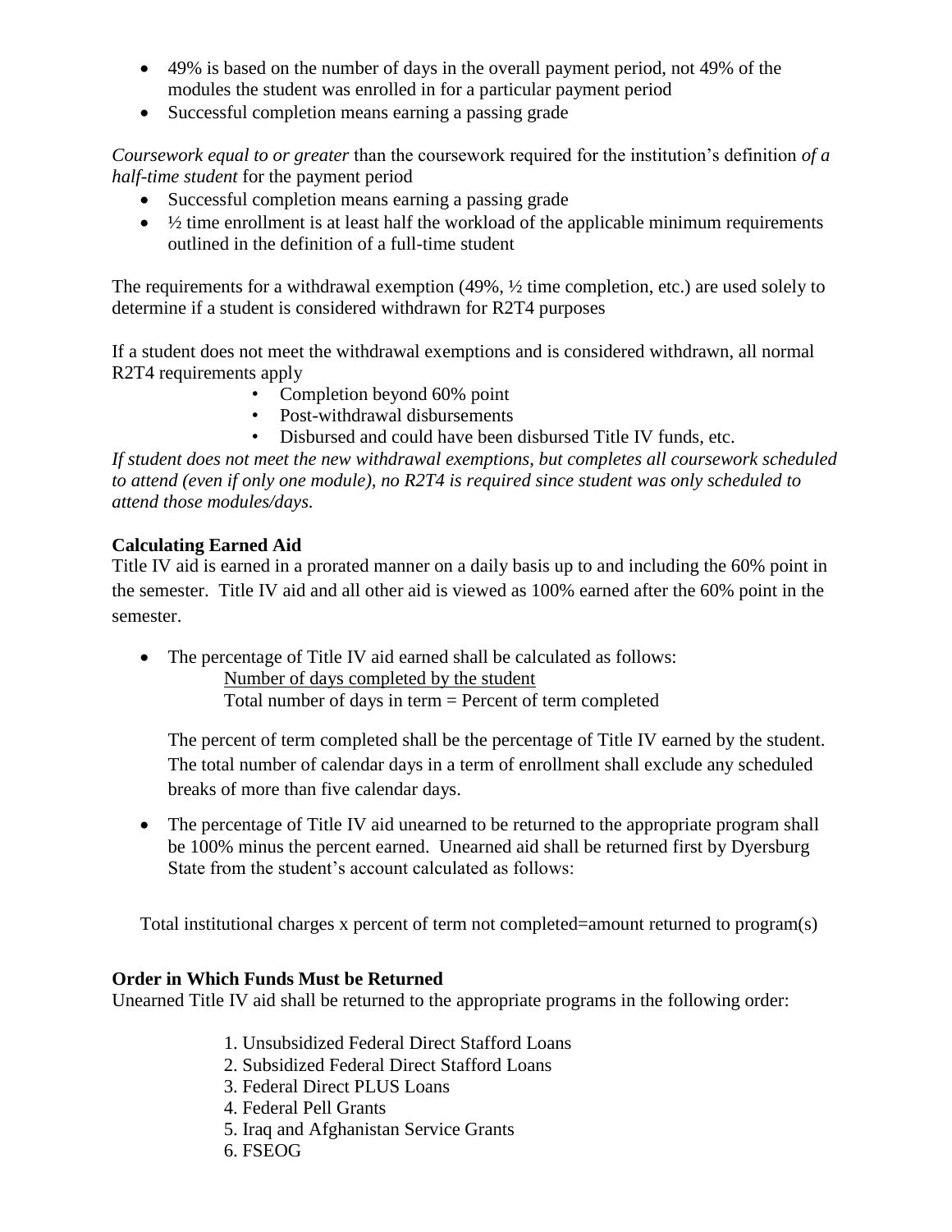- 49% is based on the number of days in the overall payment period, not 49% of the modules the student was enrolled in for a particular payment period
- Successful completion means earning a passing grade

*Coursework equal to or greater* than the coursework required for the institution's definition *of a half-time student* for the payment period

- Successful completion means earning a passing grade
- ½ time enrollment is at least half the workload of the applicable minimum requirements outlined in the definition of a full-time student

The requirements for a withdrawal exemption (49%, ½ time completion, etc.) are used solely to determine if a student is considered withdrawn for R2T4 purposes

If a student does not meet the withdrawal exemptions and is considered withdrawn, all normal R2T4 requirements apply

- Completion beyond 60% point
- Post-withdrawal disbursements
- Disbursed and could have been disbursed Title IV funds, etc.

*If student does not meet the new withdrawal exemptions, but completes all coursework scheduled to attend (even if only one module), no R2T4 is required since student was only scheduled to attend those modules/days.*

**Calculating Earned Aid**

Title IV aid is earned in a prorated manner on a daily basis up to and including the 60% point in the semester. Title IV aid and all other aid is viewed as 100% earned after the 60% point in the semester.

- The percentage of Title IV aid earned shall be calculated as follows:

  Number of days completed by the student
  Total number of days in term = Percent of term completed

  The percent of term completed shall be the percentage of Title IV earned by the student. The total number of calendar days in a term of enrollment shall exclude any scheduled breaks of more than five calendar days.

- The percentage of Title IV aid unearned to be returned to the appropriate program shall be 100% minus the percent earned. Unearned aid shall be returned first by Dyersburg State from the student's account calculated as follows:

Total institutional charges x percent of term not completed=amount returned to program(s)

**Order in Which Funds Must be Returned**

Unearned Title IV aid shall be returned to the appropriate programs in the following order:

1. Unsubsidized Federal Direct Stafford Loans
2. Subsidized Federal Direct Stafford Loans
3. Federal Direct PLUS Loans
4. Federal Pell Grants
5. Iraq and Afghanistan Service Grants
6. FSEOG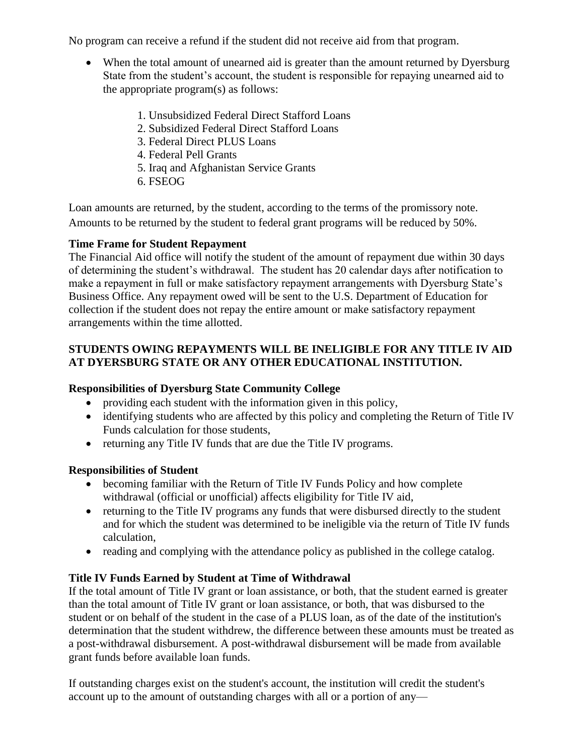No program can receive a refund if the student did not receive aid from that program.

- When the total amount of unearned aid is greater than the amount returned by Dyersburg State from the student's account, the student is responsible for repaying unearned aid to the appropriate program(s) as follows:

    1. Unsubsidized Federal Direct Stafford Loans
    2. Subsidized Federal Direct Stafford Loans
    3. Federal Direct PLUS Loans
    4. Federal Pell Grants
    5. Iraq and Afghanistan Service Grants
    6. FSEOG

Loan amounts are returned, by the student, according to the terms of the promissory note. Amounts to be returned by the student to federal grant programs will be reduced by 50%.

**Time Frame for Student Repayment**
The Financial Aid office will notify the student of the amount of repayment due within 30 days of determining the student's withdrawal. The student has 20 calendar days after notification to make a repayment in full or make satisfactory repayment arrangements with Dyersburg State's Business Office. Any repayment owed will be sent to the U.S. Department of Education for collection if the student does not repay the entire amount or make satisfactory repayment arrangements within the time allotted.

**STUDENTS OWING REPAYMENTS WILL BE INELIGIBLE FOR ANY TITLE IV AID AT DYERSBURG STATE OR ANY OTHER EDUCATIONAL INSTITUTION.**

**Responsibilities of Dyersburg State Community College**

- providing each student with the information given in this policy,
- identifying students who are affected by this policy and completing the Return of Title IV Funds calculation for those students,
- returning any Title IV funds that are due the Title IV programs.

**Responsibilities of Student**

- becoming familiar with the Return of Title IV Funds Policy and how complete withdrawal (official or unofficial) affects eligibility for Title IV aid,
- returning to the Title IV programs any funds that were disbursed directly to the student and for which the student was determined to be ineligible via the return of Title IV funds calculation,
- reading and complying with the attendance policy as published in the college catalog.

**Title IV Funds Earned by Student at Time of Withdrawal**
If the total amount of Title IV grant or loan assistance, or both, that the student earned is greater than the total amount of Title IV grant or loan assistance, or both, that was disbursed to the student or on behalf of the student in the case of a PLUS loan, as of the date of the institution's determination that the student withdrew, the difference between these amounts must be treated as a post-withdrawal disbursement. A post-withdrawal disbursement will be made from available grant funds before available loan funds.

If outstanding charges exist on the student's account, the institution will credit the student's account up to the amount of outstanding charges with all or a portion of any—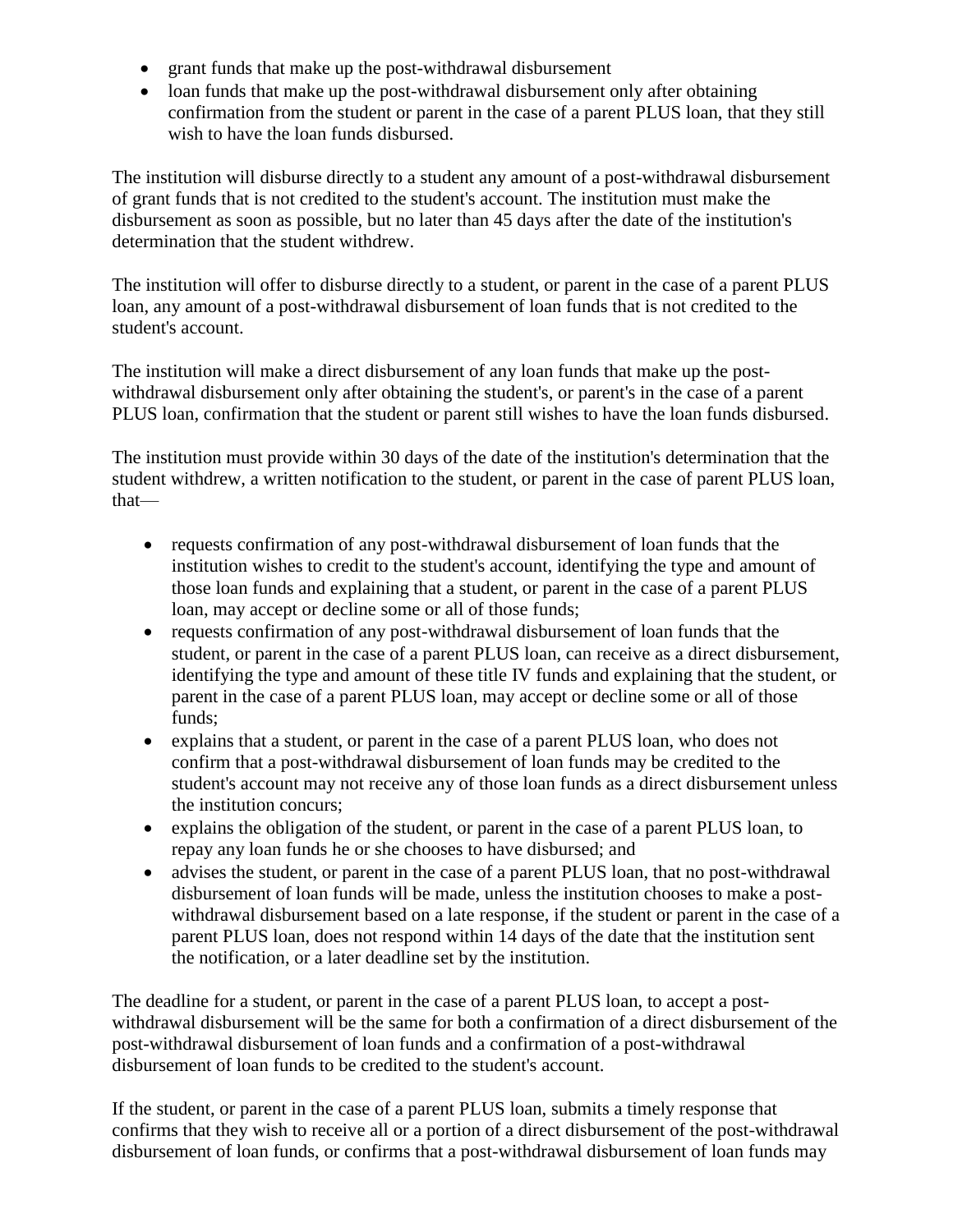- grant funds that make up the post-withdrawal disbursement
- loan funds that make up the post-withdrawal disbursement only after obtaining confirmation from the student or parent in the case of a parent PLUS loan, that they still wish to have the loan funds disbursed.

The institution will disburse directly to a student any amount of a post-withdrawal disbursement of grant funds that is not credited to the student's account. The institution must make the disbursement as soon as possible, but no later than 45 days after the date of the institution's determination that the student withdrew.

The institution will offer to disburse directly to a student, or parent in the case of a parent PLUS loan, any amount of a post-withdrawal disbursement of loan funds that is not credited to the student's account.

The institution will make a direct disbursement of any loan funds that make up the post-withdrawal disbursement only after obtaining the student's, or parent's in the case of a parent PLUS loan, confirmation that the student or parent still wishes to have the loan funds disbursed.

The institution must provide within 30 days of the date of the institution's determination that the student withdrew, a written notification to the student, or parent in the case of parent PLUS loan, that—

- requests confirmation of any post-withdrawal disbursement of loan funds that the institution wishes to credit to the student's account, identifying the type and amount of those loan funds and explaining that a student, or parent in the case of a parent PLUS loan, may accept or decline some or all of those funds;
- requests confirmation of any post-withdrawal disbursement of loan funds that the student, or parent in the case of a parent PLUS loan, can receive as a direct disbursement, identifying the type and amount of these title IV funds and explaining that the student, or parent in the case of a parent PLUS loan, may accept or decline some or all of those funds;
- explains that a student, or parent in the case of a parent PLUS loan, who does not confirm that a post-withdrawal disbursement of loan funds may be credited to the student's account may not receive any of those loan funds as a direct disbursement unless the institution concurs;
- explains the obligation of the student, or parent in the case of a parent PLUS loan, to repay any loan funds he or she chooses to have disbursed; and
- advises the student, or parent in the case of a parent PLUS loan, that no post-withdrawal disbursement of loan funds will be made, unless the institution chooses to make a post-withdrawal disbursement based on a late response, if the student or parent in the case of a parent PLUS loan, does not respond within 14 days of the date that the institution sent the notification, or a later deadline set by the institution.

The deadline for a student, or parent in the case of a parent PLUS loan, to accept a post-withdrawal disbursement will be the same for both a confirmation of a direct disbursement of the post-withdrawal disbursement of loan funds and a confirmation of a post-withdrawal disbursement of loan funds to be credited to the student's account.

If the student, or parent in the case of a parent PLUS loan, submits a timely response that confirms that they wish to receive all or a portion of a direct disbursement of the post-withdrawal disbursement of loan funds, or confirms that a post-withdrawal disbursement of loan funds may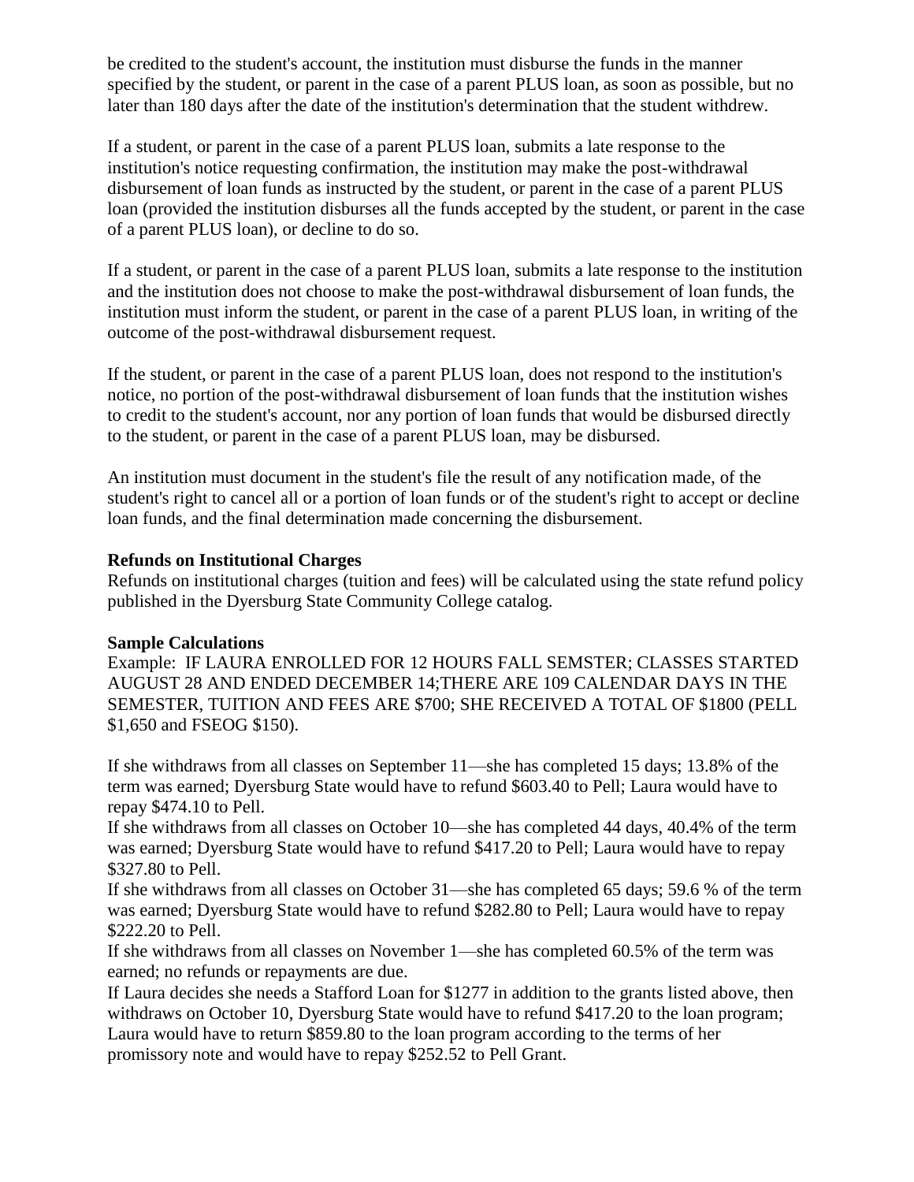be credited to the student's account, the institution must disburse the funds in the manner specified by the student, or parent in the case of a parent PLUS loan, as soon as possible, but no later than 180 days after the date of the institution's determination that the student withdrew.

If a student, or parent in the case of a parent PLUS loan, submits a late response to the institution's notice requesting confirmation, the institution may make the post-withdrawal disbursement of loan funds as instructed by the student, or parent in the case of a parent PLUS loan (provided the institution disburses all the funds accepted by the student, or parent in the case of a parent PLUS loan), or decline to do so.

If a student, or parent in the case of a parent PLUS loan, submits a late response to the institution and the institution does not choose to make the post-withdrawal disbursement of loan funds, the institution must inform the student, or parent in the case of a parent PLUS loan, in writing of the outcome of the post-withdrawal disbursement request.

If the student, or parent in the case of a parent PLUS loan, does not respond to the institution's notice, no portion of the post-withdrawal disbursement of loan funds that the institution wishes to credit to the student's account, nor any portion of loan funds that would be disbursed directly to the student, or parent in the case of a parent PLUS loan, may be disbursed.

An institution must document in the student's file the result of any notification made, of the student's right to cancel all or a portion of loan funds or of the student's right to accept or decline loan funds, and the final determination made concerning the disbursement.

**Refunds on Institutional Charges**
Refunds on institutional charges (tuition and fees) will be calculated using the state refund policy published in the Dyersburg State Community College catalog.

**Sample Calculations**
Example: IF LAURA ENROLLED FOR 12 HOURS FALL SEMSTER; CLASSES STARTED AUGUST 28 AND ENDED DECEMBER 14;THERE ARE 109 CALENDAR DAYS IN THE SEMESTER, TUITION AND FEES ARE $700; SHE RECEIVED A TOTAL OF $1800 (PELL $1,650 and FSEOG $150).

If she withdraws from all classes on September 11—she has completed 15 days; 13.8% of the term was earned; Dyersburg State would have to refund $603.40 to Pell; Laura would have to repay $474.10 to Pell.
If she withdraws from all classes on October 10—she has completed 44 days, 40.4% of the term was earned; Dyersburg State would have to refund $417.20 to Pell; Laura would have to repay $327.80 to Pell.
If she withdraws from all classes on October 31—she has completed 65 days; 59.6 % of the term was earned; Dyersburg State would have to refund $282.80 to Pell; Laura would have to repay $222.20 to Pell.
If she withdraws from all classes on November 1—she has completed 60.5% of the term was earned; no refunds or repayments are due.
If Laura decides she needs a Stafford Loan for $1277 in addition to the grants listed above, then withdraws on October 10, Dyersburg State would have to refund $417.20 to the loan program; Laura would have to return $859.80 to the loan program according to the terms of her promissory note and would have to repay $252.52 to Pell Grant.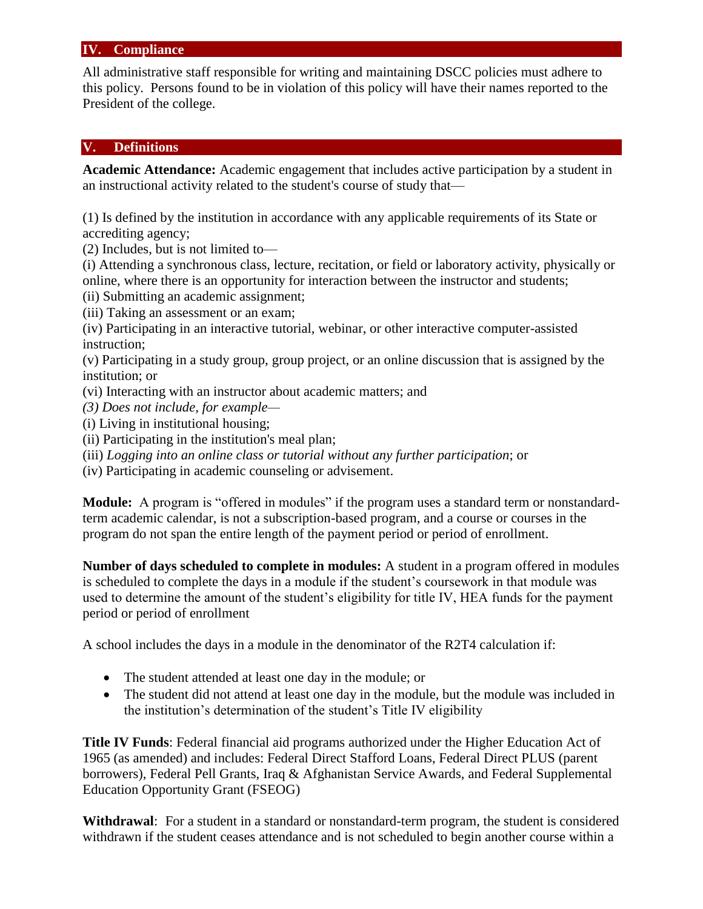## IV. Compliance

All administrative staff responsible for writing and maintaining DSCC policies must adhere to this policy. Persons found to be in violation of this policy will have their names reported to the President of the college.

## V. Definitions

**Academic Attendance:** Academic engagement that includes active participation by a student in an instructional activity related to the student's course of study that—

(1) Is defined by the institution in accordance with any applicable requirements of its State or accrediting agency;
(2) Includes, but is not limited to—
(i) Attending a synchronous class, lecture, recitation, or field or laboratory activity, physically or online, where there is an opportunity for interaction between the instructor and students;
(ii) Submitting an academic assignment;
(iii) Taking an assessment or an exam;
(iv) Participating in an interactive tutorial, webinar, or other interactive computer-assisted instruction;
(v) Participating in a study group, group project, or an online discussion that is assigned by the institution; or
(vi) Interacting with an instructor about academic matters; and
*(3) Does not include, for example*—
(i) Living in institutional housing;
(ii) Participating in the institution's meal plan;
(iii) *Logging into an online class or tutorial without any further participation*; or
(iv) Participating in academic counseling or advisement.

**Module:** A program is "offered in modules" if the program uses a standard term or nonstandard-term academic calendar, is not a subscription-based program, and a course or courses in the program do not span the entire length of the payment period or period of enrollment.

**Number of days scheduled to complete in modules:** A student in a program offered in modules is scheduled to complete the days in a module if the student's coursework in that module was used to determine the amount of the student's eligibility for title IV, HEA funds for the payment period or period of enrollment

A school includes the days in a module in the denominator of the R2T4 calculation if:

- The student attended at least one day in the module; or
- The student did not attend at least one day in the module, but the module was included in the institution's determination of the student's Title IV eligibility

**Title IV Funds**: Federal financial aid programs authorized under the Higher Education Act of 1965 (as amended) and includes: Federal Direct Stafford Loans, Federal Direct PLUS (parent borrowers), Federal Pell Grants, Iraq & Afghanistan Service Awards, and Federal Supplemental Education Opportunity Grant (FSEOG)

**Withdrawal**: For a student in a standard or nonstandard-term program, the student is considered withdrawn if the student ceases attendance and is not scheduled to begin another course within a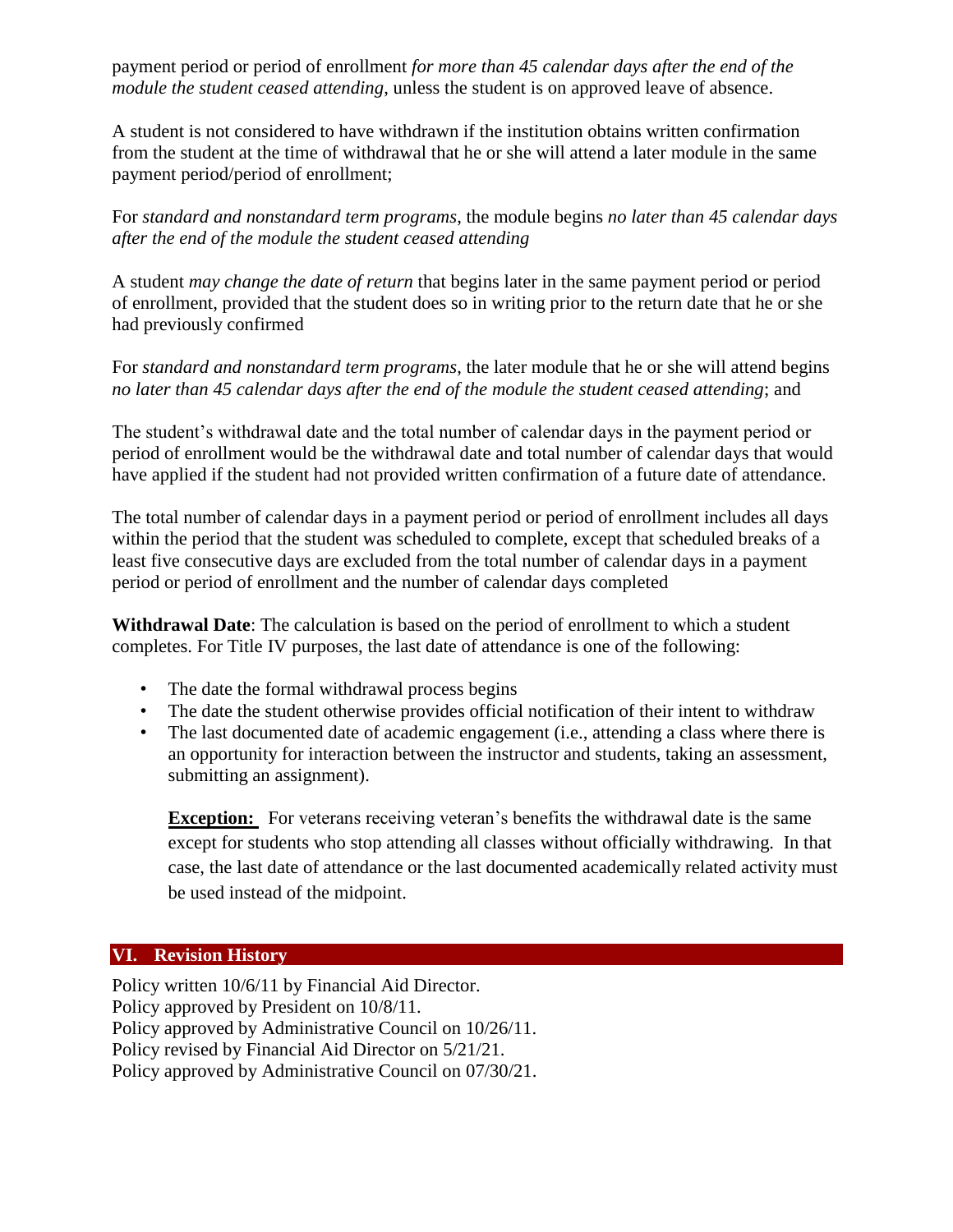payment period or period of enrollment *for more than 45 calendar days after the end of the module the student ceased attending*, unless the student is on approved leave of absence.

A student is not considered to have withdrawn if the institution obtains written confirmation from the student at the time of withdrawal that he or she will attend a later module in the same payment period/period of enrollment;

For *standard and nonstandard term programs*, the module begins *no later than 45 calendar days after the end of the module the student ceased attending*

A student *may change the date of return* that begins later in the same payment period or period of enrollment, provided that the student does so in writing prior to the return date that he or she had previously confirmed

For *standard and nonstandard term programs*, the later module that he or she will attend begins *no later than 45 calendar days after the end of the module the student ceased attending*; and

The student's withdrawal date and the total number of calendar days in the payment period or period of enrollment would be the withdrawal date and total number of calendar days that would have applied if the student had not provided written confirmation of a future date of attendance.

The total number of calendar days in a payment period or period of enrollment includes all days within the period that the student was scheduled to complete, except that scheduled breaks of a least five consecutive days are excluded from the total number of calendar days in a payment period or period of enrollment and the number of calendar days completed

**Withdrawal Date**: The calculation is based on the period of enrollment to which a student completes. For Title IV purposes, the last date of attendance is one of the following:

- The date the formal withdrawal process begins
- The date the student otherwise provides official notification of their intent to withdraw
- The last documented date of academic engagement (i.e., attending a class where there is an opportunity for interaction between the instructor and students, taking an assessment, submitting an assignment).

**Exception:** For veterans receiving veteran's benefits the withdrawal date is the same except for students who stop attending all classes without officially withdrawing. In that case, the last date of attendance or the last documented academically related activity must be used instead of the midpoint.

## VI. Revision History

Policy written 10/6/11 by Financial Aid Director.
Policy approved by President on 10/8/11.
Policy approved by Administrative Council on 10/26/11.
Policy revised by Financial Aid Director on 5/21/21.
Policy approved by Administrative Council on 07/30/21.